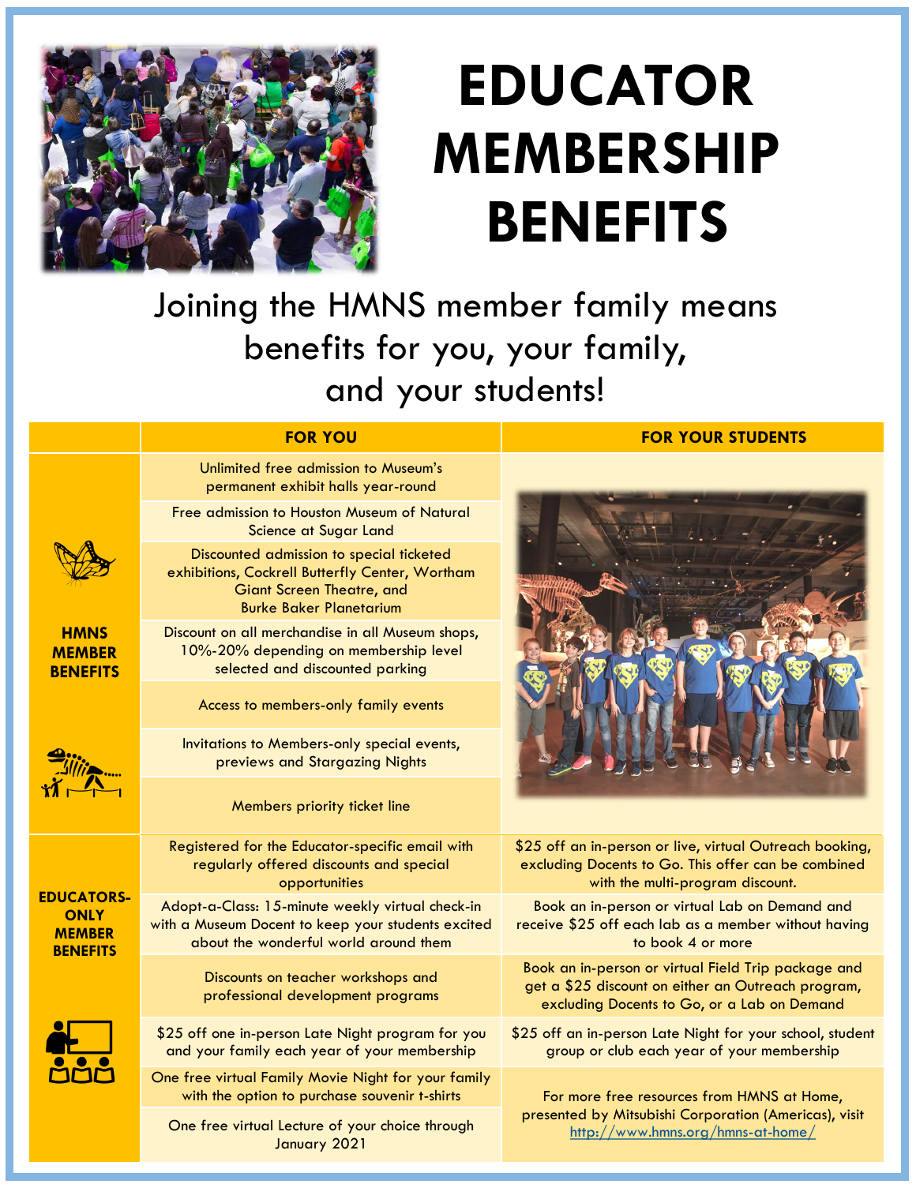# EDUCATOR MEMBERSHIP BENEFITS

Joining the HMNS member family means benefits for you, your family, and your students!

| | FOR YOU | FOR YOUR STUDENTS |
|---|---|---|
| **HMNS MEMBER BENEFITS** | Unlimited free admission to Museum's permanent exhibit halls year-round | |
| | Free admission to Houston Museum of Natural Science at Sugar Land | |
| | Discounted admission to special ticketed exhibitions, Cockrell Butterfly Center, Wortham Giant Screen Theatre, and Burke Baker Planetarium | |
| | Discount on all merchandise in all Museum shops, 10%-20% depending on membership level selected and discounted parking | |
| | Access to members-only family events | |
| | Invitations to Members-only special events, previews and Stargazing Nights | |
| | Members priority ticket line | |
| **EDUCATORS-ONLY MEMBER BENEFITS** | Registered for the Educator-specific email with regularly offered discounts and special opportunities | $25 off an in-person or live, virtual Outreach booking, excluding Docents to Go. This offer can be combined with the multi-program discount. |
| | Adopt-a-Class: 15-minute weekly virtual check-in with a Museum Docent to keep your students excited about the wonderful world around them | Book an in-person or virtual Lab on Demand and receive $25 off each lab as a member without having to book 4 or more |
| | Discounts on teacher workshops and professional development programs | Book an in-person or virtual Field Trip package and get a $25 discount on either an Outreach program, excluding Docents to Go, or a Lab on Demand |
| | $25 off one in-person Late Night program for you and your family each year of your membership | $25 off an in-person Late Night for your school, student group or club each year of your membership |
| | One free virtual Family Movie Night for your family with the option to purchase souvenir t-shirts | For more free resources from HMNS at Home, presented by Mitsubishi Corporation (Americas), visit http://www.hmns.org/hmns-at-home/ |
| | One free virtual Lecture of your choice through January 2021 | |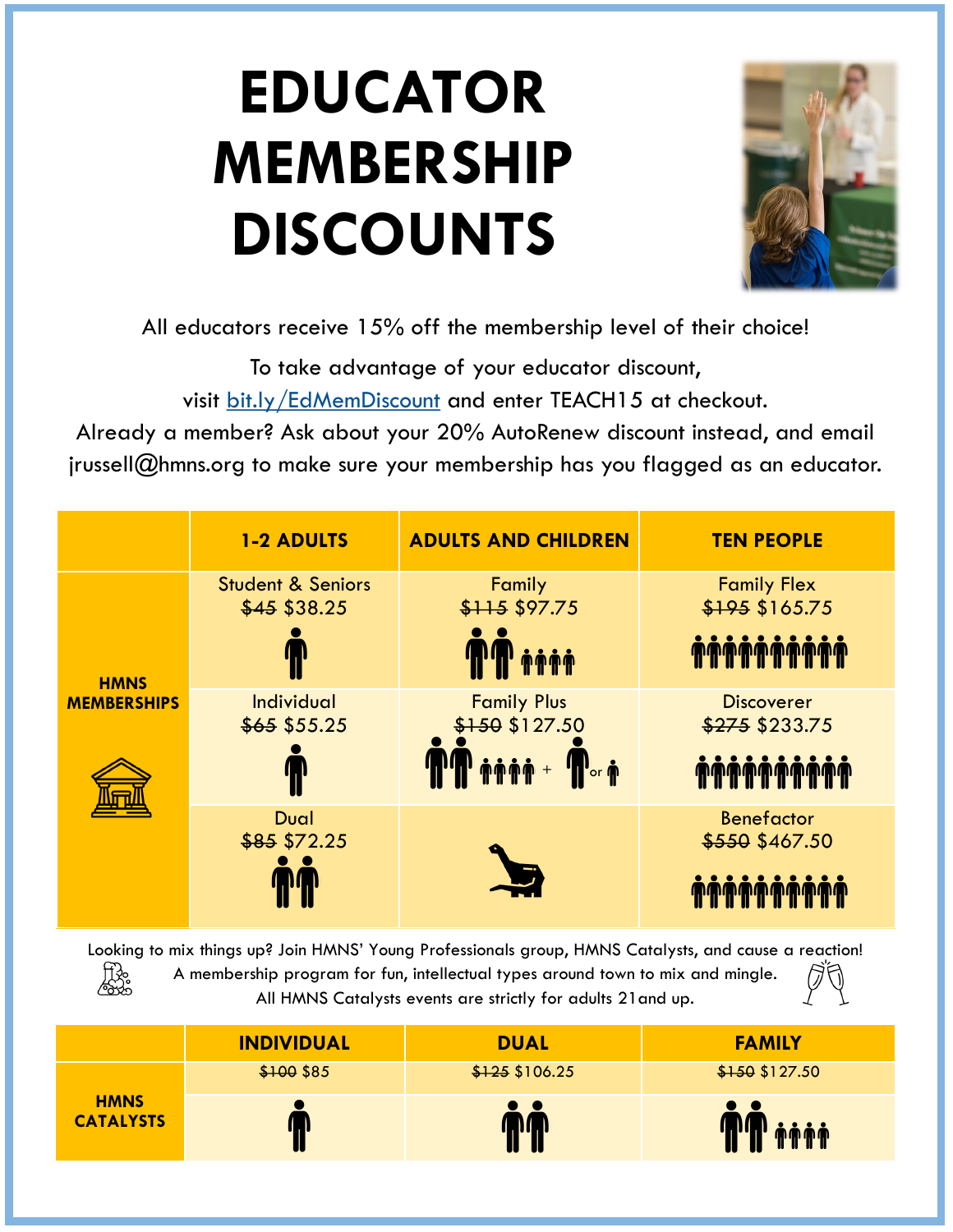# EDUCATOR MEMBERSHIP DISCOUNTS

All educators receive 15% off the membership level of their choice!

To take advantage of your educator discount,
visit bit.ly/EdMemDiscount and enter TEACH15 at checkout.
Already a member? Ask about your 20% AutoRenew discount instead, and email jrussell@hmns.org to make sure your membership has you flagged as an educator.

| | 1-2 ADULTS | ADULTS AND CHILDREN | TEN PEOPLE |
|---|---|---|---|
| **HMNS MEMBERSHIPS** | Student & Seniors ~~$45~~ $38.25 | Family ~~$115~~ $97.75 | Family Flex ~~$195~~ $165.75 |
| | Individual ~~$65~~ $55.25 | Family Plus ~~$150~~ $127.50 (+ or) | Discoverer ~~$275~~ $233.75 |
| | Dual ~~$85~~ $72.25 | | Benefactor ~~$550~~ $467.50 |

Looking to mix things up? Join HMNS' Young Professionals group, HMNS Catalysts, and cause a reaction!
A membership program for fun, intellectual types around town to mix and mingle.
All HMNS Catalysts events are strictly for adults 21and up.

| | INDIVIDUAL | DUAL | FAMILY |
|---|---|---|---|
| **HMNS CATALYSTS** | ~~$100~~ $85 | ~~$125~~ $106.25 | ~~$150~~ $127.50 |